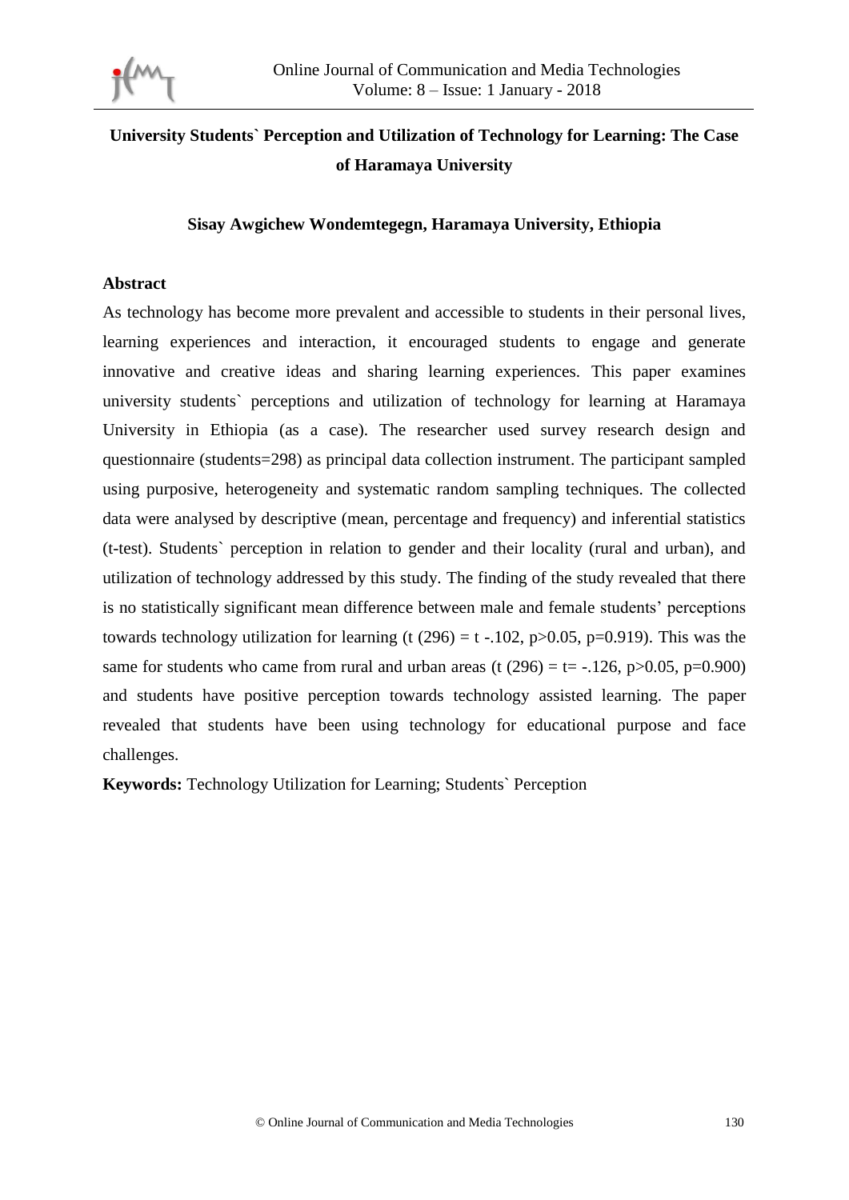# University Students` Perception and Utilization of Technology for Learning: The Case of Haramaya University

**Sisay Awgichew Wondemtegegn, Haramaya University, Ethiopia**

## Abstract

As technology has become more prevalent and accessible to students in their personal lives, learning experiences and interaction, it encouraged students to engage and generate innovative and creative ideas and sharing learning experiences. This paper examines university students` perceptions and utilization of technology for learning at Haramaya University in Ethiopia (as a case). The researcher used survey research design and questionnaire (students=298) as principal data collection instrument. The participant sampled using purposive, heterogeneity and systematic random sampling techniques. The collected data were analysed by descriptive (mean, percentage and frequency) and inferential statistics (t-test). Students` perception in relation to gender and their locality (rural and urban), and utilization of technology addressed by this study. The finding of the study revealed that there is no statistically significant mean difference between male and female students' perceptions towards technology utilization for learning ($t\ (296) = t\ -.102$, $p>0.05$, $p=0.919$). This was the same for students who came from rural and urban areas ($t\ (296) = t= -.126$, $p>0.05$, $p=0.900$) and students have positive perception towards technology assisted learning. The paper revealed that students have been using technology for educational purpose and face challenges.

**Keywords:** Technology Utilization for Learning; Students` Perception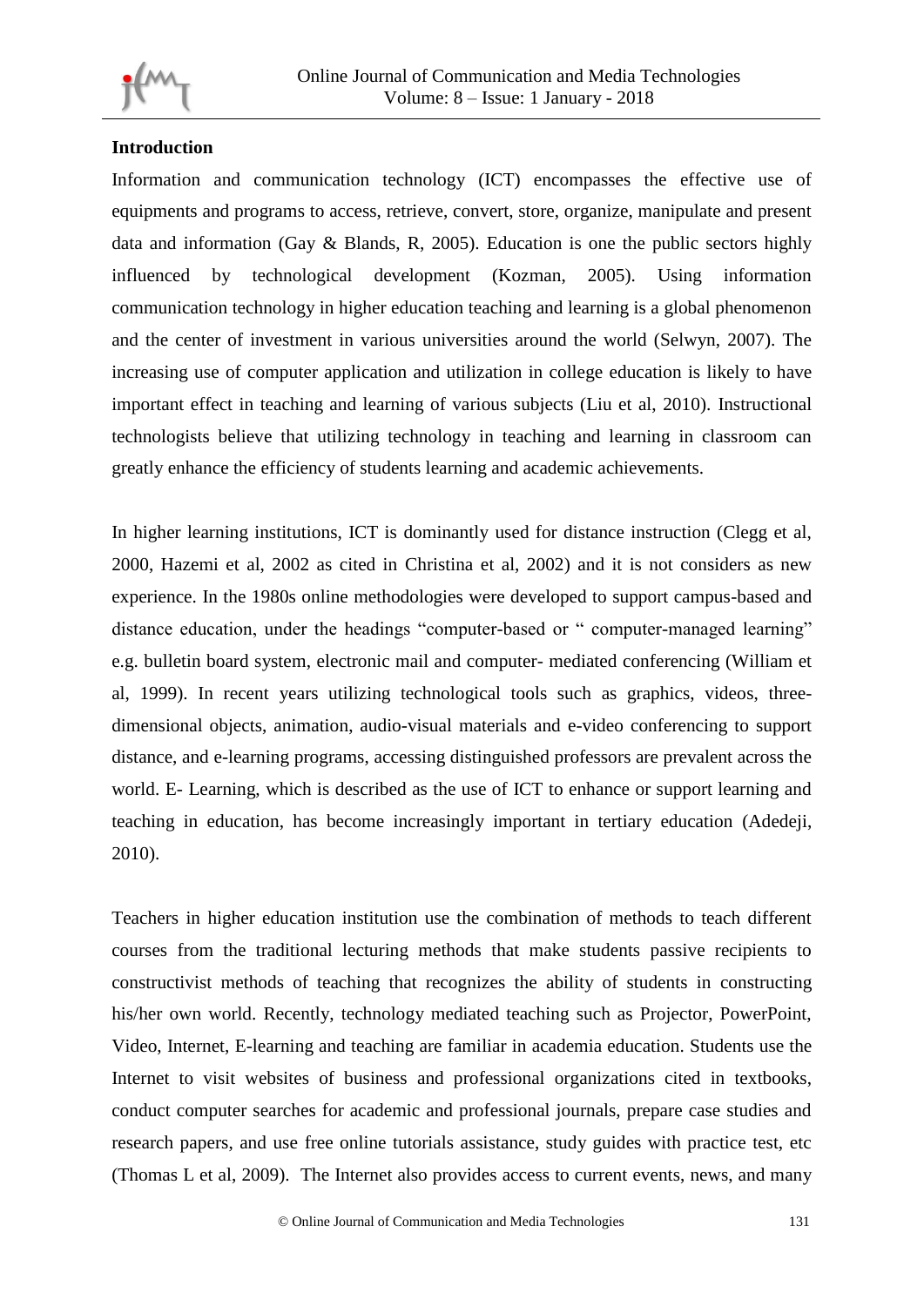## Introduction

Information and communication technology (ICT) encompasses the effective use of equipments and programs to access, retrieve, convert, store, organize, manipulate and present data and information (Gay & Blands, R, 2005). Education is one the public sectors highly influenced by technological development (Kozman, 2005). Using information communication technology in higher education teaching and learning is a global phenomenon and the center of investment in various universities around the world (Selwyn, 2007). The increasing use of computer application and utilization in college education is likely to have important effect in teaching and learning of various subjects (Liu et al, 2010). Instructional technologists believe that utilizing technology in teaching and learning in classroom can greatly enhance the efficiency of students learning and academic achievements.

In higher learning institutions, ICT is dominantly used for distance instruction (Clegg et al, 2000, Hazemi et al, 2002 as cited in Christina et al, 2002) and it is not considers as new experience. In the 1980s online methodologies were developed to support campus-based and distance education, under the headings "computer-based or " computer-managed learning" e.g. bulletin board system, electronic mail and computer- mediated conferencing (William et al, 1999). In recent years utilizing technological tools such as graphics, videos, three-dimensional objects, animation, audio-visual materials and e-video conferencing to support distance, and e-learning programs, accessing distinguished professors are prevalent across the world. E- Learning, which is described as the use of ICT to enhance or support learning and teaching in education, has become increasingly important in tertiary education (Adedeji, 2010).

Teachers in higher education institution use the combination of methods to teach different courses from the traditional lecturing methods that make students passive recipients to constructivist methods of teaching that recognizes the ability of students in constructing his/her own world. Recently, technology mediated teaching such as Projector, PowerPoint, Video, Internet, E-learning and teaching are familiar in academia education. Students use the Internet to visit websites of business and professional organizations cited in textbooks, conduct computer searches for academic and professional journals, prepare case studies and research papers, and use free online tutorials assistance, study guides with practice test, etc (Thomas L et al, 2009). The Internet also provides access to current events, news, and many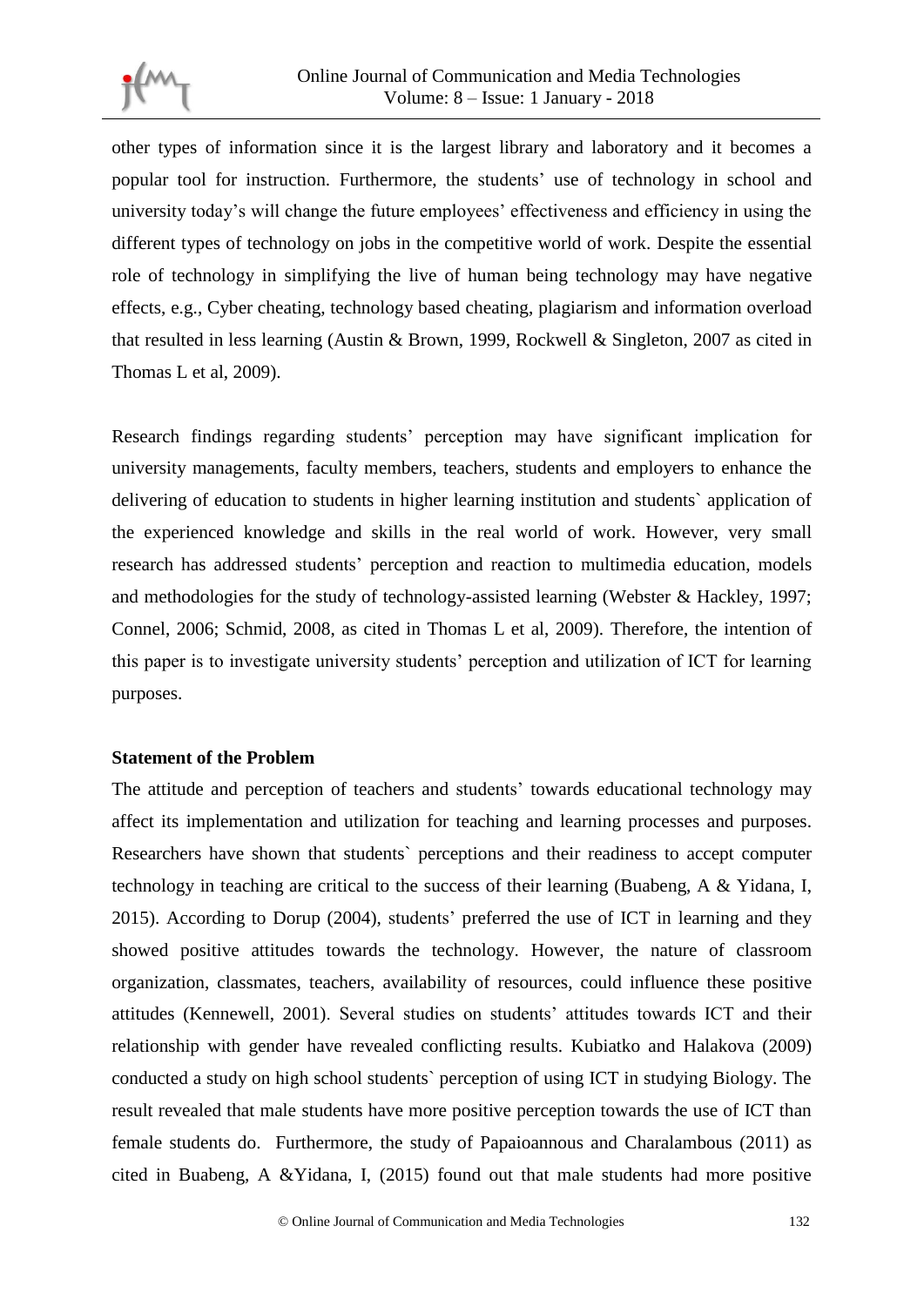other types of information since it is the largest library and laboratory and it becomes a popular tool for instruction. Furthermore, the students' use of technology in school and university today's will change the future employees' effectiveness and efficiency in using the different types of technology on jobs in the competitive world of work. Despite the essential role of technology in simplifying the live of human being technology may have negative effects, e.g., Cyber cheating, technology based cheating, plagiarism and information overload that resulted in less learning (Austin & Brown, 1999, Rockwell & Singleton, 2007 as cited in Thomas L et al, 2009).

Research findings regarding students' perception may have significant implication for university managements, faculty members, teachers, students and employers to enhance the delivering of education to students in higher learning institution and students` application of the experienced knowledge and skills in the real world of work. However, very small research has addressed students' perception and reaction to multimedia education, models and methodologies for the study of technology-assisted learning (Webster & Hackley, 1997; Connel, 2006; Schmid, 2008, as cited in Thomas L et al, 2009). Therefore, the intention of this paper is to investigate university students' perception and utilization of ICT for learning purposes.

**Statement of the Problem**

The attitude and perception of teachers and students' towards educational technology may affect its implementation and utilization for teaching and learning processes and purposes. Researchers have shown that students` perceptions and their readiness to accept computer technology in teaching are critical to the success of their learning (Buabeng, A & Yidana, I, 2015). According to Dorup (2004), students' preferred the use of ICT in learning and they showed positive attitudes towards the technology. However, the nature of classroom organization, classmates, teachers, availability of resources, could influence these positive attitudes (Kennewell, 2001). Several studies on students' attitudes towards ICT and their relationship with gender have revealed conflicting results. Kubiatko and Halakova (2009) conducted a study on high school students` perception of using ICT in studying Biology. The result revealed that male students have more positive perception towards the use of ICT than female students do. Furthermore, the study of Papaioannous and Charalambous (2011) as cited in Buabeng, A &Yidana, I, (2015) found out that male students had more positive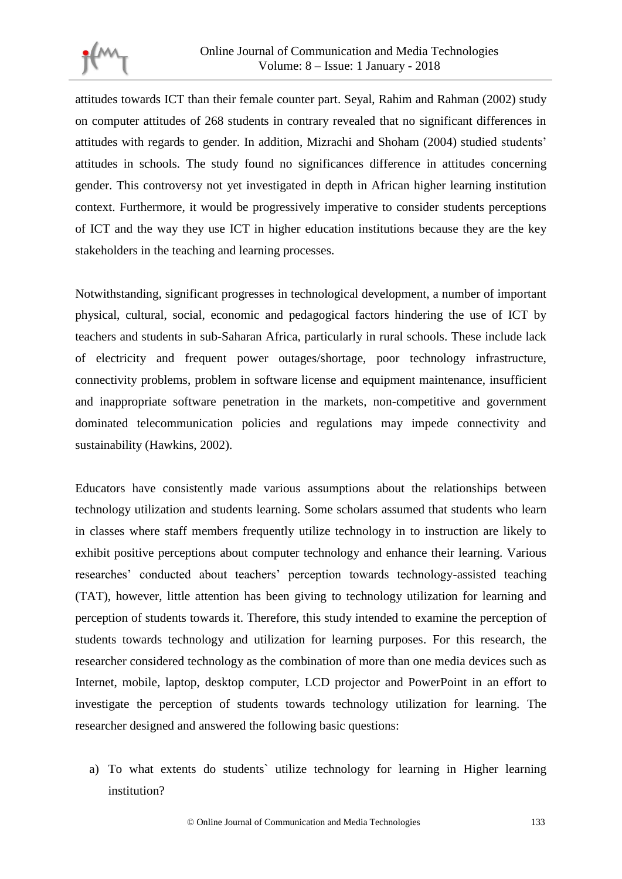attitudes towards ICT than their female counter part. Seyal, Rahim and Rahman (2002) study on computer attitudes of 268 students in contrary revealed that no significant differences in attitudes with regards to gender. In addition, Mizrachi and Shoham (2004) studied students' attitudes in schools. The study found no significances difference in attitudes concerning gender. This controversy not yet investigated in depth in African higher learning institution context. Furthermore, it would be progressively imperative to consider students perceptions of ICT and the way they use ICT in higher education institutions because they are the key stakeholders in the teaching and learning processes.

Notwithstanding, significant progresses in technological development, a number of important physical, cultural, social, economic and pedagogical factors hindering the use of ICT by teachers and students in sub-Saharan Africa, particularly in rural schools. These include lack of electricity and frequent power outages/shortage, poor technology infrastructure, connectivity problems, problem in software license and equipment maintenance, insufficient and inappropriate software penetration in the markets, non-competitive and government dominated telecommunication policies and regulations may impede connectivity and sustainability (Hawkins, 2002).

Educators have consistently made various assumptions about the relationships between technology utilization and students learning. Some scholars assumed that students who learn in classes where staff members frequently utilize technology in to instruction are likely to exhibit positive perceptions about computer technology and enhance their learning. Various researches' conducted about teachers' perception towards technology-assisted teaching (TAT), however, little attention has been giving to technology utilization for learning and perception of students towards it. Therefore, this study intended to examine the perception of students towards technology and utilization for learning purposes. For this research, the researcher considered technology as the combination of more than one media devices such as Internet, mobile, laptop, desktop computer, LCD projector and PowerPoint in an effort to investigate the perception of students towards technology utilization for learning. The researcher designed and answered the following basic questions:

a) To what extents do students` utilize technology for learning in Higher learning institution?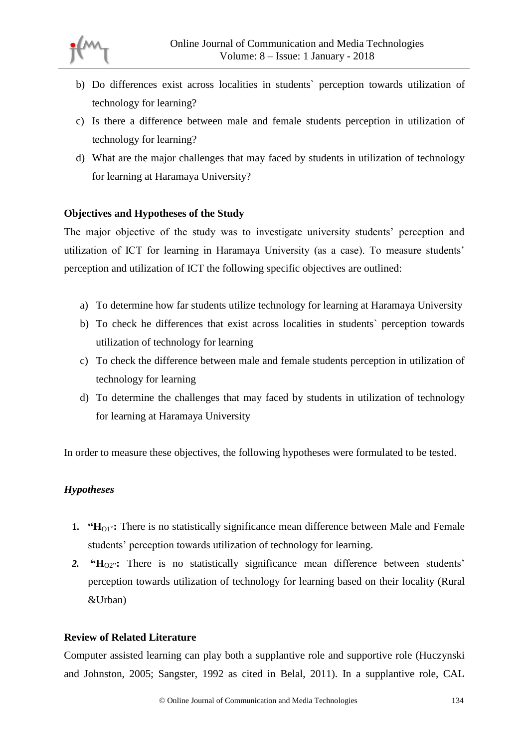b) Do differences exist across localities in students` perception towards utilization of technology for learning?

c) Is there a difference between male and female students perception in utilization of technology for learning?

d) What are the major challenges that may faced by students in utilization of technology for learning at Haramaya University?

### Objectives and Hypotheses of the Study

The major objective of the study was to investigate university students' perception and utilization of ICT for learning in Haramaya University (as a case). To measure students' perception and utilization of ICT the following specific objectives are outlined:

a) To determine how far students utilize technology for learning at Haramaya University

b) To check he differences that exist across localities in students` perception towards utilization of technology for learning

c) To check the difference between male and female students perception in utilization of technology for learning

d) To determine the challenges that may faced by students in utilization of technology for learning at Haramaya University

In order to measure these objectives, the following hypotheses were formulated to be tested.

#### *Hypotheses*

1. **"$H_{O1}$":** There is no statistically significance mean difference between Male and Female students' perception towards utilization of technology for learning.
2. **"$H_{O2}$":** There is no statistically significance mean difference between students' perception towards utilization of technology for learning based on their locality (Rural &Urban)

### Review of Related Literature

Computer assisted learning can play both a supplantive role and supportive role (Huczynski and Johnston, 2005; Sangster, 1992 as cited in Belal, 2011). In a supplantive role, CAL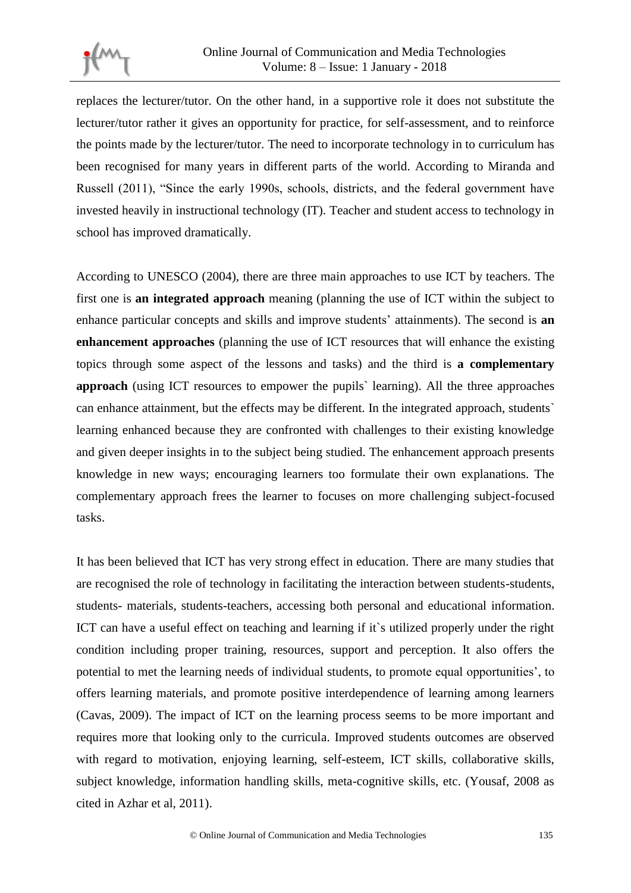replaces the lecturer/tutor. On the other hand, in a supportive role it does not substitute the lecturer/tutor rather it gives an opportunity for practice, for self-assessment, and to reinforce the points made by the lecturer/tutor. The need to incorporate technology in to curriculum has been recognised for many years in different parts of the world. According to Miranda and Russell (2011), "Since the early 1990s, schools, districts, and the federal government have invested heavily in instructional technology (IT). Teacher and student access to technology in school has improved dramatically.

According to UNESCO (2004), there are three main approaches to use ICT by teachers. The first one is **an integrated approach** meaning (planning the use of ICT within the subject to enhance particular concepts and skills and improve students' attainments). The second is **an enhancement approaches** (planning the use of ICT resources that will enhance the existing topics through some aspect of the lessons and tasks) and the third is **a complementary approach** (using ICT resources to empower the pupils` learning). All the three approaches can enhance attainment, but the effects may be different. In the integrated approach, students` learning enhanced because they are confronted with challenges to their existing knowledge and given deeper insights in to the subject being studied. The enhancement approach presents knowledge in new ways; encouraging learners too formulate their own explanations. The complementary approach frees the learner to focuses on more challenging subject-focused tasks.

It has been believed that ICT has very strong effect in education. There are many studies that are recognised the role of technology in facilitating the interaction between students-students, students- materials, students-teachers, accessing both personal and educational information. ICT can have a useful effect on teaching and learning if it`s utilized properly under the right condition including proper training, resources, support and perception. It also offers the potential to met the learning needs of individual students, to promote equal opportunities', to offers learning materials, and promote positive interdependence of learning among learners (Cavas, 2009). The impact of ICT on the learning process seems to be more important and requires more that looking only to the curricula. Improved students outcomes are observed with regard to motivation, enjoying learning, self-esteem, ICT skills, collaborative skills, subject knowledge, information handling skills, meta-cognitive skills, etc. (Yousaf, 2008 as cited in Azhar et al, 2011).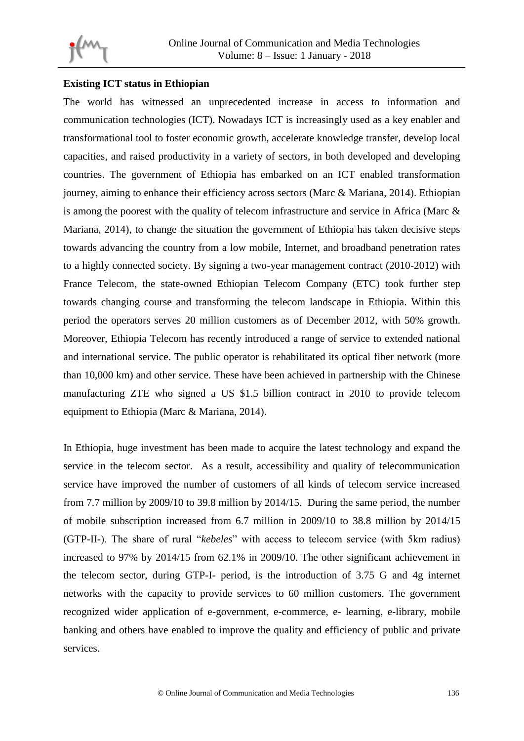**Existing ICT status in Ethiopian**

The world has witnessed an unprecedented increase in access to information and communication technologies (ICT). Nowadays ICT is increasingly used as a key enabler and transformational tool to foster economic growth, accelerate knowledge transfer, develop local capacities, and raised productivity in a variety of sectors, in both developed and developing countries. The government of Ethiopia has embarked on an ICT enabled transformation journey, aiming to enhance their efficiency across sectors (Marc & Mariana, 2014). Ethiopian is among the poorest with the quality of telecom infrastructure and service in Africa (Marc & Mariana, 2014), to change the situation the government of Ethiopia has taken decisive steps towards advancing the country from a low mobile, Internet, and broadband penetration rates to a highly connected society. By signing a two-year management contract (2010-2012) with France Telecom, the state-owned Ethiopian Telecom Company (ETC) took further step towards changing course and transforming the telecom landscape in Ethiopia. Within this period the operators serves 20 million customers as of December 2012, with 50% growth. Moreover, Ethiopia Telecom has recently introduced a range of service to extended national and international service. The public operator is rehabilitated its optical fiber network (more than 10,000 km) and other service. These have been achieved in partnership with the Chinese manufacturing ZTE who signed a US $1.5 billion contract in 2010 to provide telecom equipment to Ethiopia (Marc & Mariana, 2014).

In Ethiopia, huge investment has been made to acquire the latest technology and expand the service in the telecom sector. As a result, accessibility and quality of telecommunication service have improved the number of customers of all kinds of telecom service increased from 7.7 million by 2009/10 to 39.8 million by 2014/15. During the same period, the number of mobile subscription increased from 6.7 million in 2009/10 to 38.8 million by 2014/15 (GTP-II-). The share of rural "*kebeles*" with access to telecom service (with 5km radius) increased to 97% by 2014/15 from 62.1% in 2009/10. The other significant achievement in the telecom sector, during GTP-I- period, is the introduction of 3.75 G and 4g internet networks with the capacity to provide services to 60 million customers. The government recognized wider application of e-government, e-commerce, e- learning, e-library, mobile banking and others have enabled to improve the quality and efficiency of public and private services.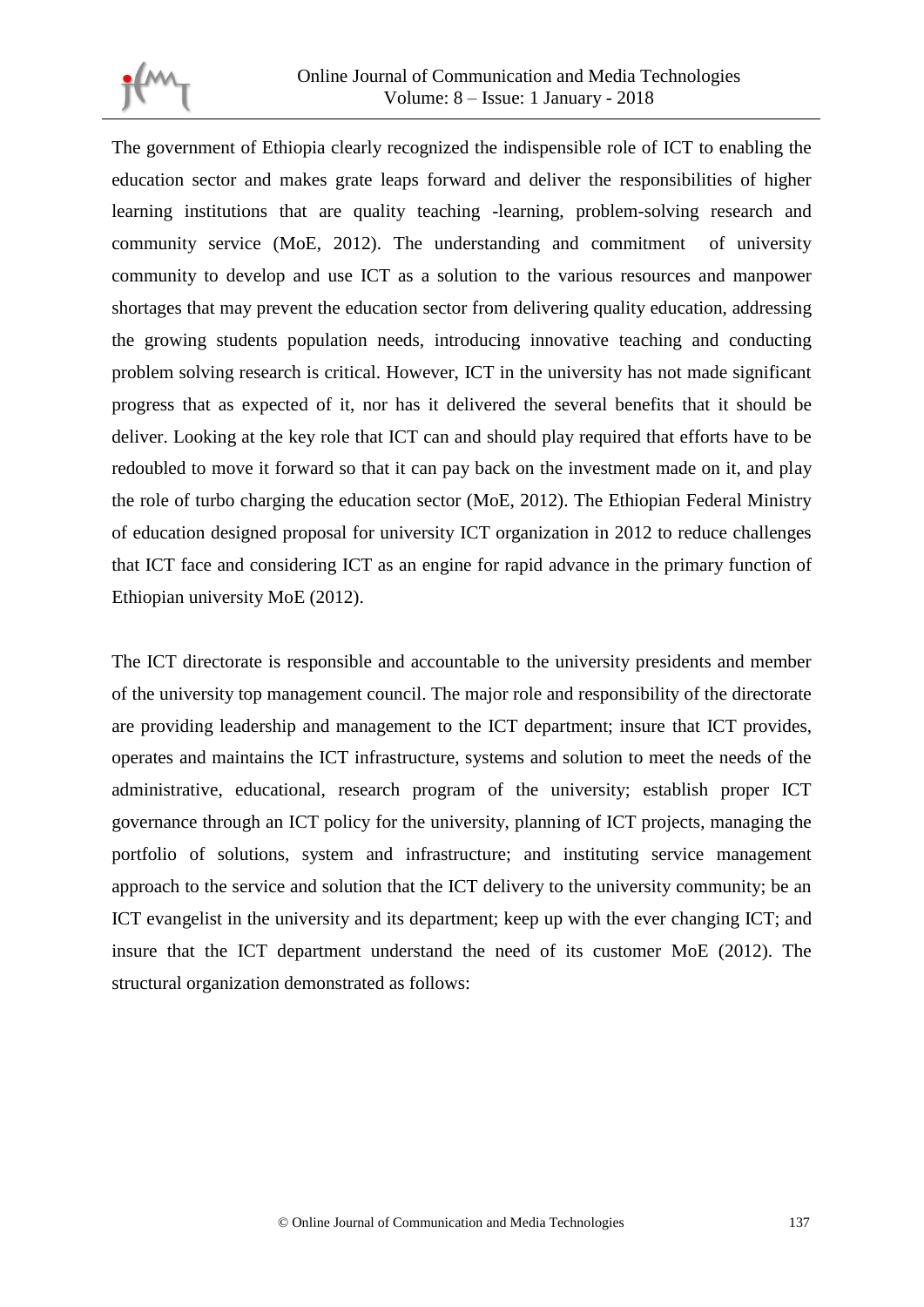The government of Ethiopia clearly recognized the indispensible role of ICT to enabling the education sector and makes grate leaps forward and deliver the responsibilities of higher learning institutions that are quality teaching -learning, problem-solving research and community service (MoE, 2012). The understanding and commitment of university community to develop and use ICT as a solution to the various resources and manpower shortages that may prevent the education sector from delivering quality education, addressing the growing students population needs, introducing innovative teaching and conducting problem solving research is critical. However, ICT in the university has not made significant progress that as expected of it, nor has it delivered the several benefits that it should be deliver. Looking at the key role that ICT can and should play required that efforts have to be redoubled to move it forward so that it can pay back on the investment made on it, and play the role of turbo charging the education sector (MoE, 2012). The Ethiopian Federal Ministry of education designed proposal for university ICT organization in 2012 to reduce challenges that ICT face and considering ICT as an engine for rapid advance in the primary function of Ethiopian university MoE (2012).

The ICT directorate is responsible and accountable to the university presidents and member of the university top management council. The major role and responsibility of the directorate are providing leadership and management to the ICT department; insure that ICT provides, operates and maintains the ICT infrastructure, systems and solution to meet the needs of the administrative, educational, research program of the university; establish proper ICT governance through an ICT policy for the university, planning of ICT projects, managing the portfolio of solutions, system and infrastructure; and instituting service management approach to the service and solution that the ICT delivery to the university community; be an ICT evangelist in the university and its department; keep up with the ever changing ICT; and insure that the ICT department understand the need of its customer MoE (2012). The structural organization demonstrated as follows: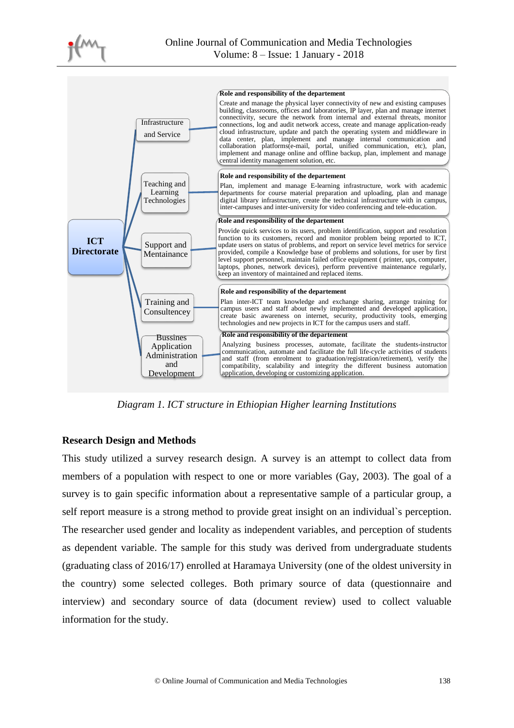ICT Directorate

Infrastructure and Service

**Role and responsibility of the departement**

Create and manage the physical layer connectivity of new and existing campuses building, classrooms, offices and laboratories, IP layer, plan and manage internet connectivity, secure the network from internal and external threats, monitor connections, log and audit network access, create and manage application-ready cloud infrastructure, update and patch the operating system and middleware in data center, plan, implement and manage internal communication and collaboration platforms(e-mail, portal, unified communication, etc), plan, implement and manage online and offline backup, plan, implement and manage central identity management solution, etc.

Teaching and Learning Technologies

**Role and responsibility of the departement**

Plan, implement and manage E-learning infrastructure, work with academic departments for course material preparation and uploading, plan and manage digital library infrastructure, create the technical infrastructure with in campus, inter-campuses and inter-university for video conferencing and tele-education.

Support and Mentainance

**Role and responsibility of the departement**

Provide quick services to its users, problem identification, support and resolution function to its customers, record and monitor problem being reported to ICT, update users on status of problems, and report on service level metrics for service provided, compile a Knowledge base of problems and solutions, for use by first level support personnel, maintain failed office equipment ( printer, ups, computer, laptops, phones, network devices), perform preventive maintenance regularly, keep an inventory of maintained and replaced items.

Training and Consultency

**Role and responsibility of the departement**

Plan inter-ICT team knowledge and exchange sharing, arrange training for campus users and staff about newly implemented and developed application, create basic awareness on internet, security, productivity tools, emerging technologies and new projects in ICT for the campus users and staff.

Bussines Application Administration and Development

**Role and responsibility of the departement**

Analyzing business processes, automate, facilitate the students-instructor communication, automate and facilitate the full life-cycle activities of students and staff (from enrolment to graduation/registration/retirement), verify the compatibility, scalability and integrity the different business automation application, developing or customizing application.

*Diagram 1. ICT structure in Ethiopian Higher learning Institutions*

## Research Design and Methods

This study utilized a survey research design. A survey is an attempt to collect data from members of a population with respect to one or more variables (Gay, 2003). The goal of a survey is to gain specific information about a representative sample of a particular group, a self report measure is a strong method to provide great insight on an individual`s perception. The researcher used gender and locality as independent variables, and perception of students as dependent variable. The sample for this study was derived from undergraduate students (graduating class of 2016/17) enrolled at Haramaya University (one of the oldest university in the country) some selected colleges. Both primary source of data (questionnaire and interview) and secondary source of data (document review) used to collect valuable information for the study.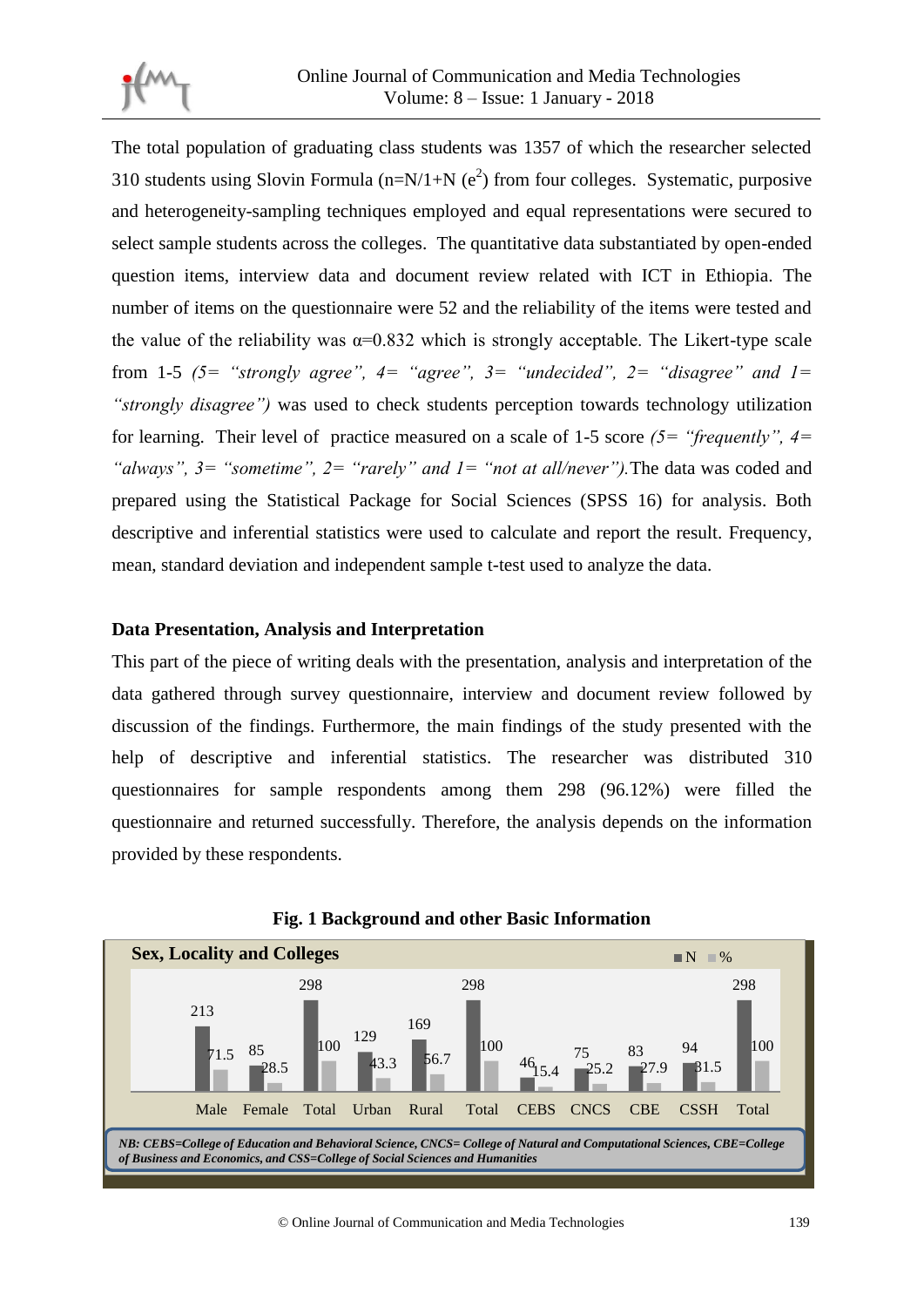The total population of graduating class students was 1357 of which the researcher selected 310 students using Slovin Formula ($n=N/1+N(e^2)$) from four colleges. Systematic, purposive and heterogeneity-sampling techniques employed and equal representations were secured to select sample students across the colleges. The quantitative data substantiated by open-ended question items, interview data and document review related with ICT in Ethiopia. The number of items on the questionnaire were 52 and the reliability of the items were tested and the value of the reliability was $\alpha=0.832$ which is strongly acceptable. The Likert-type scale from 1-5 *(5= "strongly agree", 4= "agree", 3= "undecided", 2= "disagree" and 1= "strongly disagree")* was used to check students perception towards technology utilization for learning. Their level of practice measured on a scale of 1-5 score *(5= "frequently", 4= "always", 3= "sometime", 2= "rarely" and 1= "not at all/never").* The data was coded and prepared using the Statistical Package for Social Sciences (SPSS 16) for analysis. Both descriptive and inferential statistics were used to calculate and report the result. Frequency, mean, standard deviation and independent sample t-test used to analyze the data.

## Data Presentation, Analysis and Interpretation

This part of the piece of writing deals with the presentation, analysis and interpretation of the data gathered through survey questionnaire, interview and document review followed by discussion of the findings. Furthermore, the main findings of the study presented with the help of descriptive and inferential statistics. The researcher was distributed 310 questionnaires for sample respondents among them 298 (96.12%) were filled the questionnaire and returned successfully. Therefore, the analysis depends on the information provided by these respondents.

**Fig. 1 Background and other Basic Information**

**Sex, Locality and Colleges**

| | Male | Female | Total | Urban | Rural | Total | CEBS | CNCS | CBE | CSSH | Total |
|---|---|---|---|---|---|---|---|---|---|---|---|
| N | 213 | 85 | 298 | 129 | 169 | 298 | 46 | 75 | 83 | 94 | 298 |
| % | 71.5 | 28.5 | 100 | 43.3 | 56.7 | 100 | 15.4 | 25.2 | 27.9 | 31.5 | 100 |

*NB: CEBS=College of Education and Behavioral Science, CNCS= College of Natural and Computational Sciences, CBE=College of Business and Economics, and CSS=College of Social Sciences and Humanities*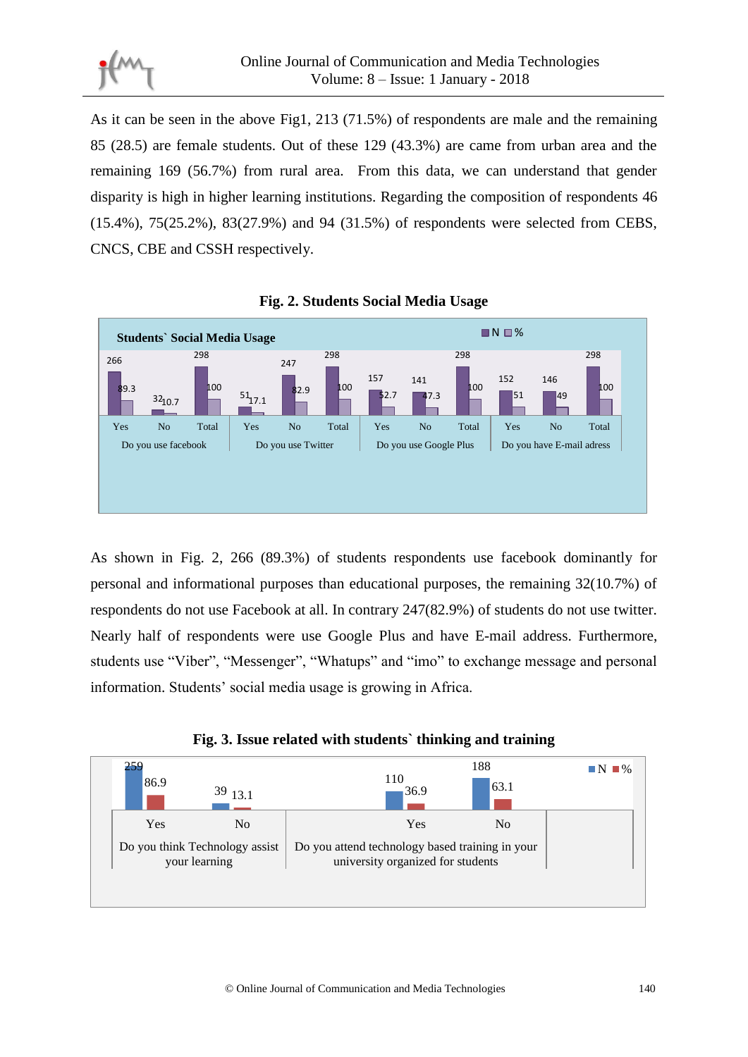As it can be seen in the above Fig1, 213 (71.5%) of respondents are male and the remaining 85 (28.5) are female students. Out of these 129 (43.3%) are came from urban area and the remaining 169 (56.7%) from rural area. From this data, we can understand that gender disparity is high in higher learning institutions. Regarding the composition of respondents 46 (15.4%), 75(25.2%), 83(27.9%) and 94 (31.5%) of respondents were selected from CEBS, CNCS, CBE and CSSH respectively.

**Fig. 2. Students Social Media Usage**

| | | N | % |
|---|---|---|---|
| Do you use facebook | Yes | 266 | 89.3 |
| | No | 32 | 10.7 |
| | Total | 298 | 100 |
| Do you use Twitter | Yes | 51 | 17.1 |
| | No | 247 | 82.9 |
| | Total | 298 | 100 |
| Do you use Google Plus | Yes | 157 | 52.7 |
| | No | 141 | 47.3 |
| | Total | 298 | 100 |
| Do you have E-mail adress | Yes | 152 | 51 |
| | No | 146 | 49 |
| | Total | 298 | 100 |

As shown in Fig. 2, 266 (89.3%) of students respondents use facebook dominantly for personal and informational purposes than educational purposes, the remaining 32(10.7%) of respondents do not use Facebook at all. In contrary 247(82.9%) of students do not use twitter. Nearly half of respondents were use Google Plus and have E-mail address. Furthermore, students use "Viber", "Messenger", "Whatups" and "imo" to exchange message and personal information. Students' social media usage is growing in Africa.

**Fig. 3. Issue related with students` thinking and training**

| | | N | % |
|---|---|---|---|
| Do you think Technology assist your learning | Yes | 259 | 86.9 |
| | No | 39 | 13.1 |
| Do you attend technology based training in your university organized for students | Yes | 110 | 36.9 |
| | No | 188 | 63.1 |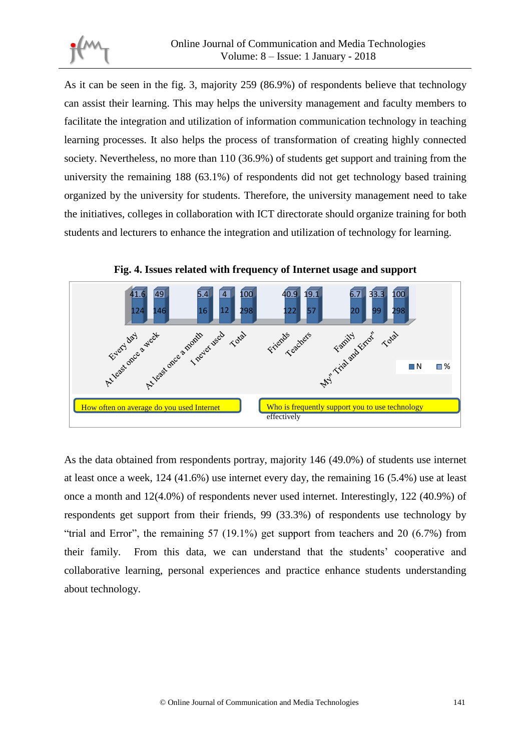As it can be seen in the fig. 3, majority 259 (86.9%) of respondents believe that technology can assist their learning. This may helps the university management and faculty members to facilitate the integration and utilization of information communication technology in teaching learning processes. It also helps the process of transformation of creating highly connected society. Nevertheless, no more than 110 (36.9%) of students get support and training from the university the remaining 188 (63.1%) of respondents did not get technology based training organized by the university for students. Therefore, the university management need to take the initiatives, colleges in collaboration with ICT directorate should organize training for both students and lecturers to enhance the integration and utilization of technology for learning.

**Fig. 4. Issues related with frequency of Internet usage and support**

| How often on average do you used Internet | N | % |
|---|---|---|
| Every day | 124 | 41.6 |
| At least once a week | 146 | 49 |
| At least once a month | 16 | 5.4 |
| I never used | 12 | 4 |
| Total | 298 | 100 |

| Who is frequently support you to use technology effectively | N | % |
|---|---|---|
| Friends | 122 | 40.9 |
| Teachers | 57 | 19.1 |
| Family | 20 | 6.7 |
| My" Trial and Error" | 99 | 33.3 |
| Total | 298 | 100 |

As the data obtained from respondents portray, majority 146 (49.0%) of students use internet at least once a week, 124 (41.6%) use internet every day, the remaining 16 (5.4%) use at least once a month and 12(4.0%) of respondents never used internet. Interestingly, 122 (40.9%) of respondents get support from their friends, 99 (33.3%) of respondents use technology by "trial and Error", the remaining 57 (19.1%) get support from teachers and 20 (6.7%) from their family. From this data, we can understand that the students' cooperative and collaborative learning, personal experiences and practice enhance students understanding about technology.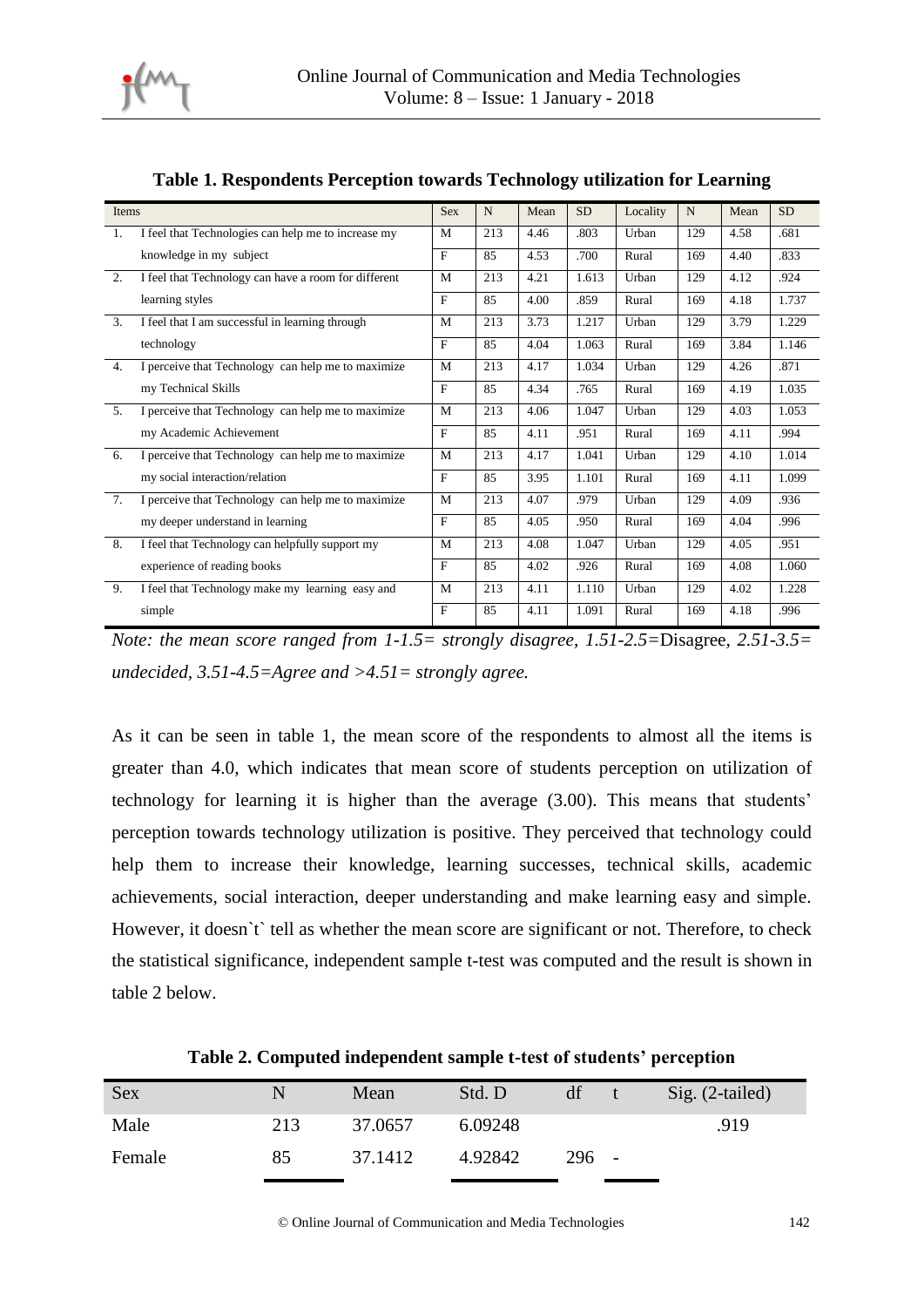**Table 1. Respondents Perception towards Technology utilization for Learning**

| Items | | Sex | N | Mean | SD | Locality | N | Mean | SD |
|---|---|---|---|---|---|---|---|---|---|
| 1. | I feel that Technologies can help me to increase my knowledge in my subject | M | 213 | 4.46 | .803 | Urban | 129 | 4.58 | .681 |
| | | F | 85 | 4.53 | .700 | Rural | 169 | 4.40 | .833 |
| 2. | I feel that Technology can have a room for different learning styles | M | 213 | 4.21 | 1.613 | Urban | 129 | 4.12 | .924 |
| | | F | 85 | 4.00 | .859 | Rural | 169 | 4.18 | 1.737 |
| 3. | I feel that I am successful in learning through technology | M | 213 | 3.73 | 1.217 | Urban | 129 | 3.79 | 1.229 |
| | | F | 85 | 4.04 | 1.063 | Rural | 169 | 3.84 | 1.146 |
| 4. | I perceive that Technology can help me to maximize my Technical Skills | M | 213 | 4.17 | 1.034 | Urban | 129 | 4.26 | .871 |
| | | F | 85 | 4.34 | .765 | Rural | 169 | 4.19 | 1.035 |
| 5. | I perceive that Technology can help me to maximize my Academic Achievement | M | 213 | 4.06 | 1.047 | Urban | 129 | 4.03 | 1.053 |
| | | F | 85 | 4.11 | .951 | Rural | 169 | 4.11 | .994 |
| 6. | I perceive that Technology can help me to maximize my social interaction/relation | M | 213 | 4.17 | 1.041 | Urban | 129 | 4.10 | 1.014 |
| | | F | 85 | 3.95 | 1.101 | Rural | 169 | 4.11 | 1.099 |
| 7. | I perceive that Technology can help me to maximize my deeper understand in learning | M | 213 | 4.07 | .979 | Urban | 129 | 4.09 | .936 |
| | | F | 85 | 4.05 | .950 | Rural | 169 | 4.04 | .996 |
| 8. | I feel that Technology can helpfully support my experience of reading books | M | 213 | 4.08 | 1.047 | Urban | 129 | 4.05 | .951 |
| | | F | 85 | 4.02 | .926 | Rural | 169 | 4.08 | 1.060 |
| 9. | I feel that Technology make my learning easy and simple | M | 213 | 4.11 | 1.110 | Urban | 129 | 4.02 | 1.228 |
| | | F | 85 | 4.11 | 1.091 | Rural | 169 | 4.18 | .996 |

*Note: the mean score ranged from 1-1.5= strongly disagree, 1.51-2.5=*Disagree*, 2.51-3.5= undecided, 3.51-4.5=Agree and >4.51= strongly agree.*

As it can be seen in table 1, the mean score of the respondents to almost all the items is greater than 4.0, which indicates that mean score of students perception on utilization of technology for learning it is higher than the average (3.00). This means that students' perception towards technology utilization is positive. They perceived that technology could help them to increase their knowledge, learning successes, technical skills, academic achievements, social interaction, deeper understanding and make learning easy and simple. However, it doesn`t` tell as whether the mean score are significant or not. Therefore, to check the statistical significance, independent sample t-test was computed and the result is shown in table 2 below.

**Table 2. Computed independent sample t-test of students' perception**

| Sex | N | Mean | Std. D | df | t | Sig. (2-tailed) |
|---|---|---|---|---|---|---|
| Male | 213 | 37.0657 | 6.09248 | | | .919 |
| Female | 85 | 37.1412 | 4.92842 | 296 | - | |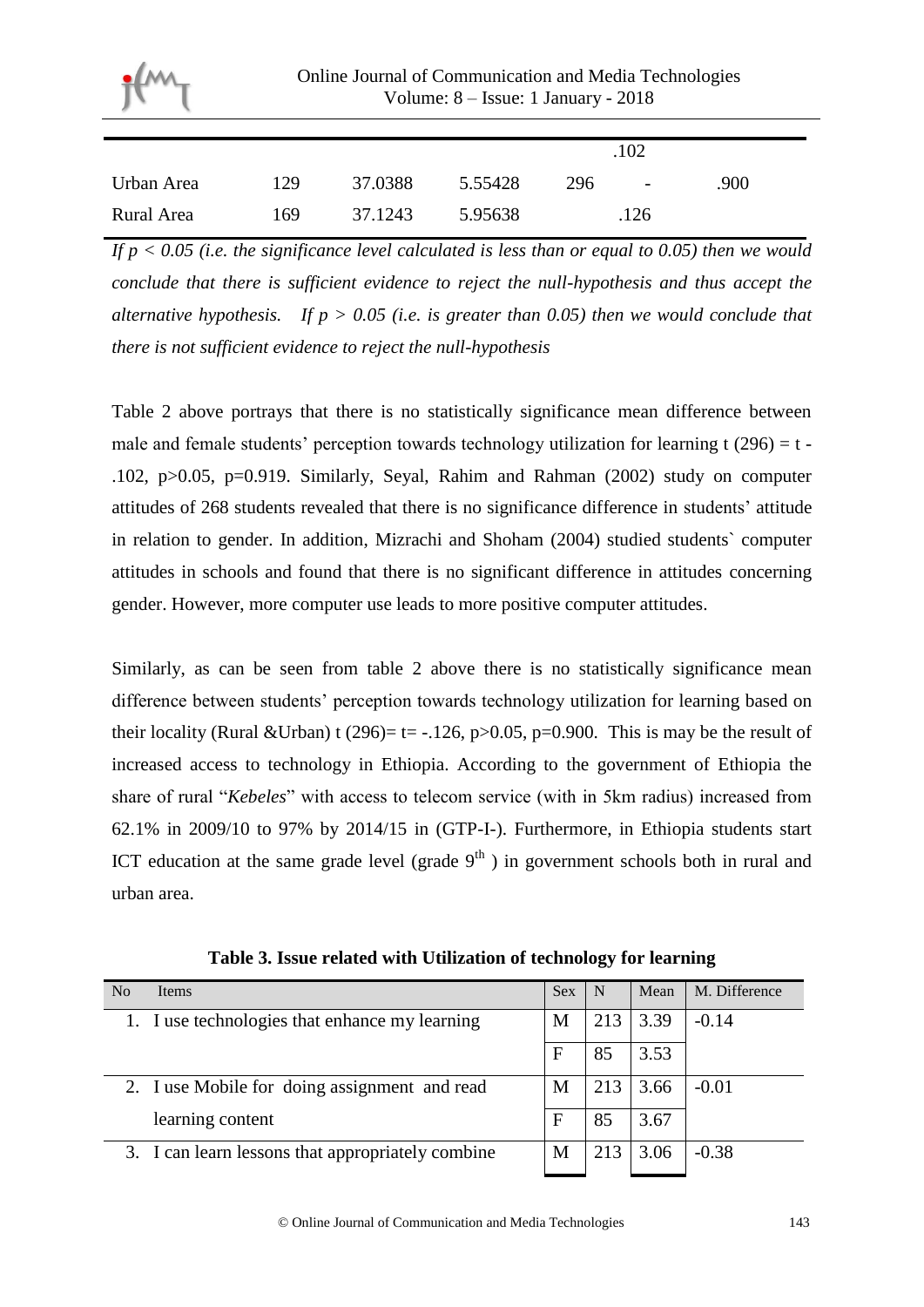| | | | | | | |
|---|---|---|---|---|---|---|
| | | | | | .102 | |
| Urban Area | 129 | 37.0388 | 5.55428 | 296 | - | .900 |
| Rural Area | 169 | 37.1243 | 5.95638 | | .126 | |

*If $p < 0.05$ (i.e. the significance level calculated is less than or equal to 0.05) then we would conclude that there is sufficient evidence to reject the null-hypothesis and thus accept the alternative hypothesis. If $p > 0.05$ (i.e. is greater than 0.05) then we would conclude that there is not sufficient evidence to reject the null-hypothesis*

Table 2 above portrays that there is no statistically significance mean difference between male and female students' perception towards technology utilization for learning t (296) = t -.102, p>0.05, p=0.919. Similarly, Seyal, Rahim and Rahman (2002) study on computer attitudes of 268 students revealed that there is no significance difference in students' attitude in relation to gender. In addition, Mizrachi and Shoham (2004) studied students` computer attitudes in schools and found that there is no significant difference in attitudes concerning gender. However, more computer use leads to more positive computer attitudes.

Similarly, as can be seen from table 2 above there is no statistically significance mean difference between students' perception towards technology utilization for learning based on their locality (Rural &Urban) t (296)= t= -.126, p>0.05, p=0.900. This is may be the result of increased access to technology in Ethiopia. According to the government of Ethiopia the share of rural "*Kebeles*" with access to telecom service (with in 5km radius) increased from 62.1% in 2009/10 to 97% by 2014/15 in (GTP-I-). Furthermore, in Ethiopia students start ICT education at the same grade level (grade 9$^{th}$ ) in government schools both in rural and urban area.

**Table 3. Issue related with Utilization of technology for learning**

| No | Items | Sex | N | Mean | M. Difference |
|---|---|---|---|---|---|
| 1. | I use technologies that enhance my learning | M | 213 | 3.39 | -0.14 |
| | | F | 85 | 3.53 | |
| 2. | I use Mobile for doing assignment and read learning content | M | 213 | 3.66 | -0.01 |
| | | F | 85 | 3.67 | |
| 3. | I can learn lessons that appropriately combine | M | 213 | 3.06 | -0.38 |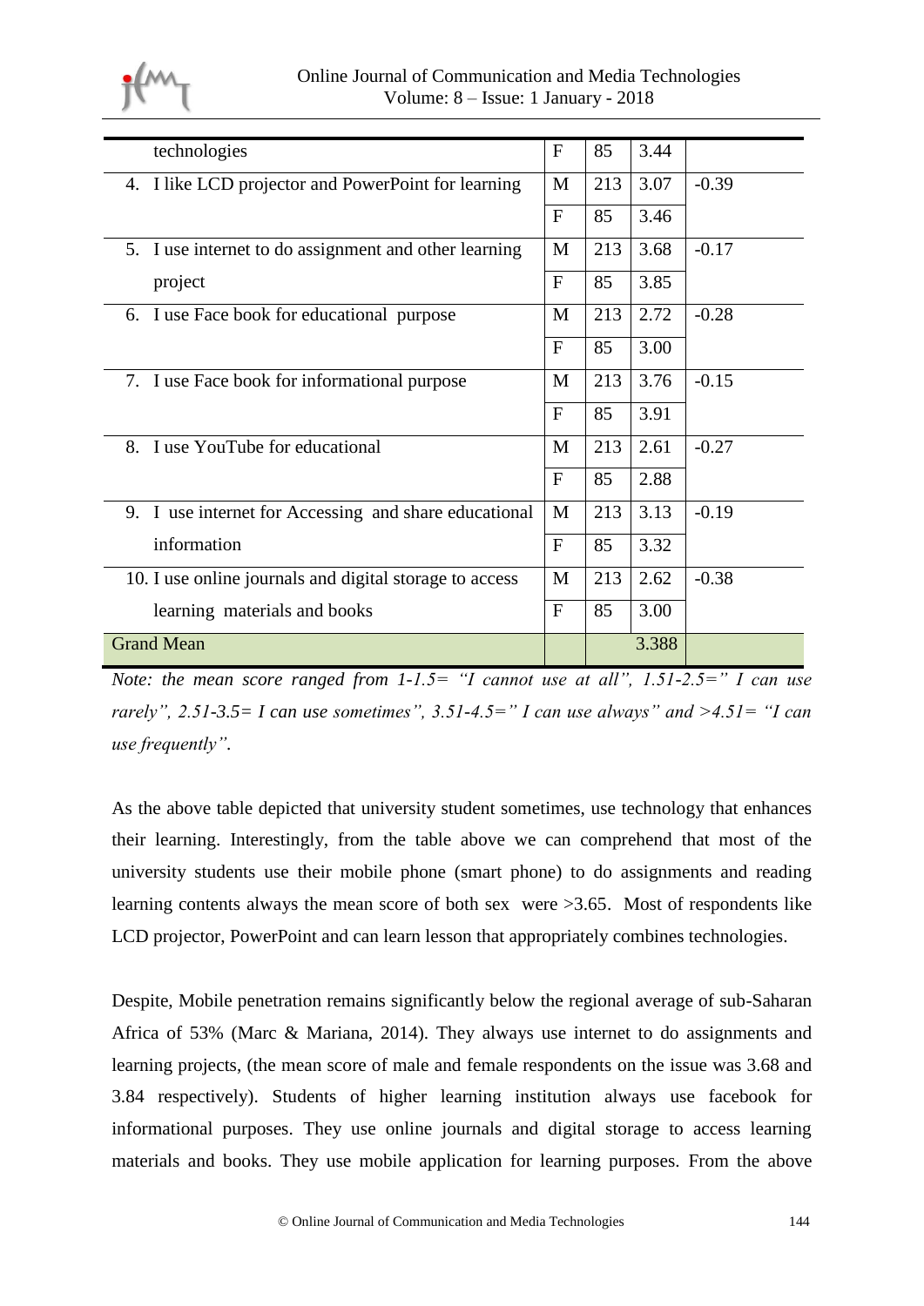| | | | | |
|---|---|---|---|---|
| technologies | F | 85 | 3.44 | |
| 4. I like LCD projector and PowerPoint for learning | M | 213 | 3.07 | -0.39 |
| | F | 85 | 3.46 | |
| 5. I use internet to do assignment and other learning project | M | 213 | 3.68 | -0.17 |
| | F | 85 | 3.85 | |
| 6. I use Face book for educational purpose | M | 213 | 2.72 | -0.28 |
| | F | 85 | 3.00 | |
| 7. I use Face book for informational purpose | M | 213 | 3.76 | -0.15 |
| | F | 85 | 3.91 | |
| 8. I use YouTube for educational | M | 213 | 2.61 | -0.27 |
| | F | 85 | 2.88 | |
| 9. I use internet for Accessing and share educational information | M | 213 | 3.13 | -0.19 |
| | F | 85 | 3.32 | |
| 10. I use online journals and digital storage to access learning materials and books | M | 213 | 2.62 | -0.38 |
| | F | 85 | 3.00 | |
| Grand Mean | | | 3.388 | |

*Note: the mean score ranged from 1-1.5= "I cannot use at all", 1.51-2.5=" I can use rarely", 2.51-3.5= I can use sometimes", 3.51-4.5=" I can use always" and >4.51= "I can use frequently".*

As the above table depicted that university student sometimes, use technology that enhances their learning. Interestingly, from the table above we can comprehend that most of the university students use their mobile phone (smart phone) to do assignments and reading learning contents always the mean score of both sex were >3.65. Most of respondents like LCD projector, PowerPoint and can learn lesson that appropriately combines technologies.

Despite, Mobile penetration remains significantly below the regional average of sub-Saharan Africa of 53% (Marc & Mariana, 2014). They always use internet to do assignments and learning projects, (the mean score of male and female respondents on the issue was 3.68 and 3.84 respectively). Students of higher learning institution always use facebook for informational purposes. They use online journals and digital storage to access learning materials and books. They use mobile application for learning purposes. From the above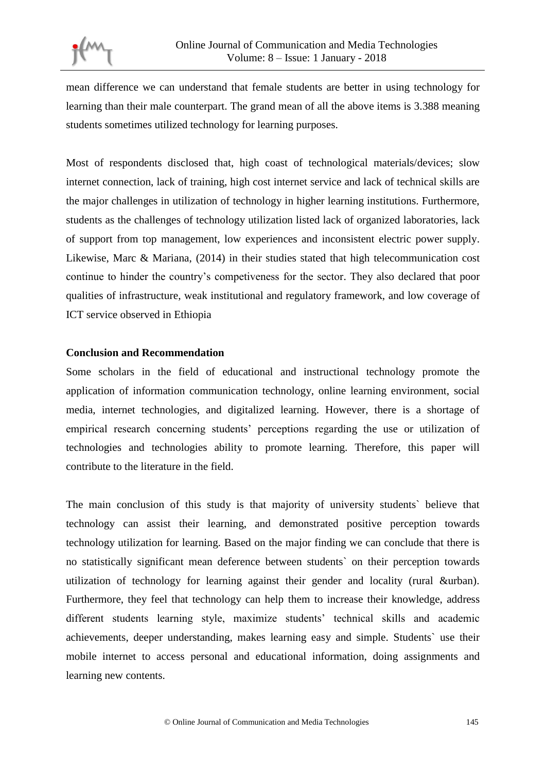mean difference we can understand that female students are better in using technology for learning than their male counterpart. The grand mean of all the above items is 3.388 meaning students sometimes utilized technology for learning purposes.

Most of respondents disclosed that, high coast of technological materials/devices; slow internet connection, lack of training, high cost internet service and lack of technical skills are the major challenges in utilization of technology in higher learning institutions. Furthermore, students as the challenges of technology utilization listed lack of organized laboratories, lack of support from top management, low experiences and inconsistent electric power supply. Likewise, Marc & Mariana, (2014) in their studies stated that high telecommunication cost continue to hinder the country's competiveness for the sector. They also declared that poor qualities of infrastructure, weak institutional and regulatory framework, and low coverage of ICT service observed in Ethiopia

**Conclusion and Recommendation**

Some scholars in the field of educational and instructional technology promote the application of information communication technology, online learning environment, social media, internet technologies, and digitalized learning. However, there is a shortage of empirical research concerning students' perceptions regarding the use or utilization of technologies and technologies ability to promote learning. Therefore, this paper will contribute to the literature in the field.

The main conclusion of this study is that majority of university students` believe that technology can assist their learning, and demonstrated positive perception towards technology utilization for learning. Based on the major finding we can conclude that there is no statistically significant mean deference between students` on their perception towards utilization of technology for learning against their gender and locality (rural &urban). Furthermore, they feel that technology can help them to increase their knowledge, address different students learning style, maximize students' technical skills and academic achievements, deeper understanding, makes learning easy and simple. Students` use their mobile internet to access personal and educational information, doing assignments and learning new contents.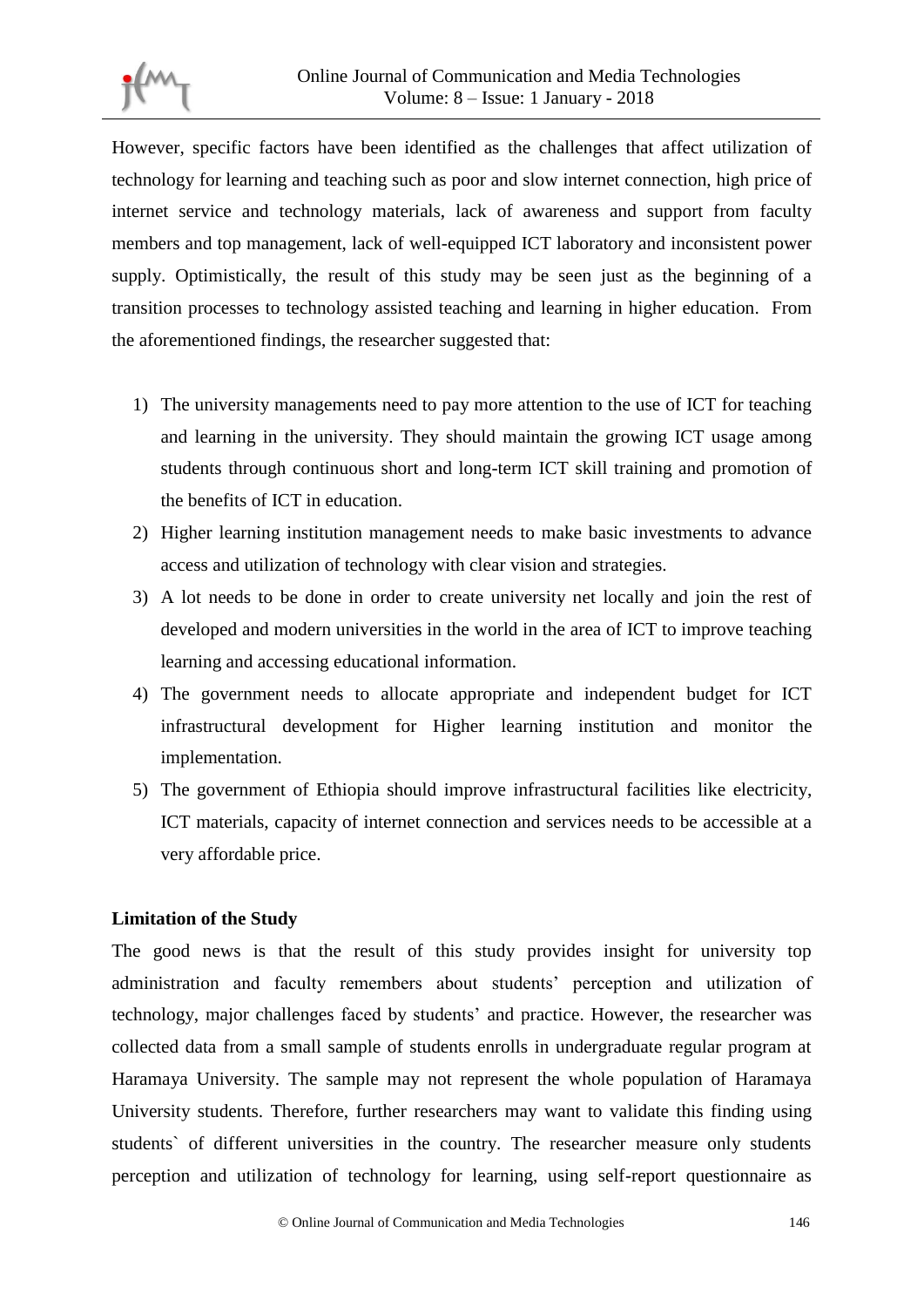However, specific factors have been identified as the challenges that affect utilization of technology for learning and teaching such as poor and slow internet connection, high price of internet service and technology materials, lack of awareness and support from faculty members and top management, lack of well-equipped ICT laboratory and inconsistent power supply. Optimistically, the result of this study may be seen just as the beginning of a transition processes to technology assisted teaching and learning in higher education. From the aforementioned findings, the researcher suggested that:

1) The university managements need to pay more attention to the use of ICT for teaching and learning in the university. They should maintain the growing ICT usage among students through continuous short and long-term ICT skill training and promotion of the benefits of ICT in education.
2) Higher learning institution management needs to make basic investments to advance access and utilization of technology with clear vision and strategies.
3) A lot needs to be done in order to create university net locally and join the rest of developed and modern universities in the world in the area of ICT to improve teaching learning and accessing educational information.
4) The government needs to allocate appropriate and independent budget for ICT infrastructural development for Higher learning institution and monitor the implementation.
5) The government of Ethiopia should improve infrastructural facilities like electricity, ICT materials, capacity of internet connection and services needs to be accessible at a very affordable price.

**Limitation of the Study**

The good news is that the result of this study provides insight for university top administration and faculty remembers about students' perception and utilization of technology, major challenges faced by students' and practice. However, the researcher was collected data from a small sample of students enrolls in undergraduate regular program at Haramaya University. The sample may not represent the whole population of Haramaya University students. Therefore, further researchers may want to validate this finding using students` of different universities in the country. The researcher measure only students perception and utilization of technology for learning, using self-report questionnaire as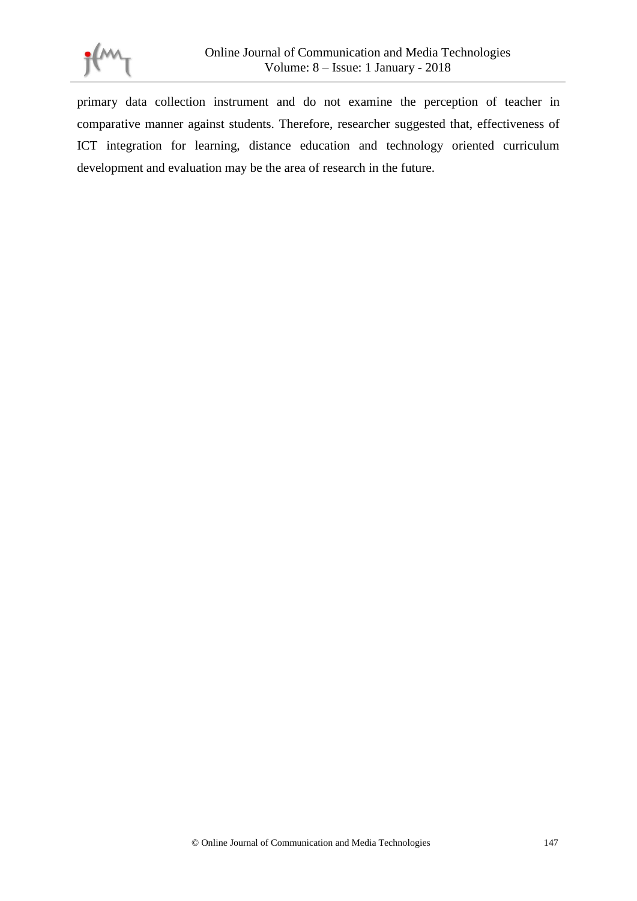primary data collection instrument and do not examine the perception of teacher in comparative manner against students. Therefore, researcher suggested that, effectiveness of ICT integration for learning, distance education and technology oriented curriculum development and evaluation may be the area of research in the future.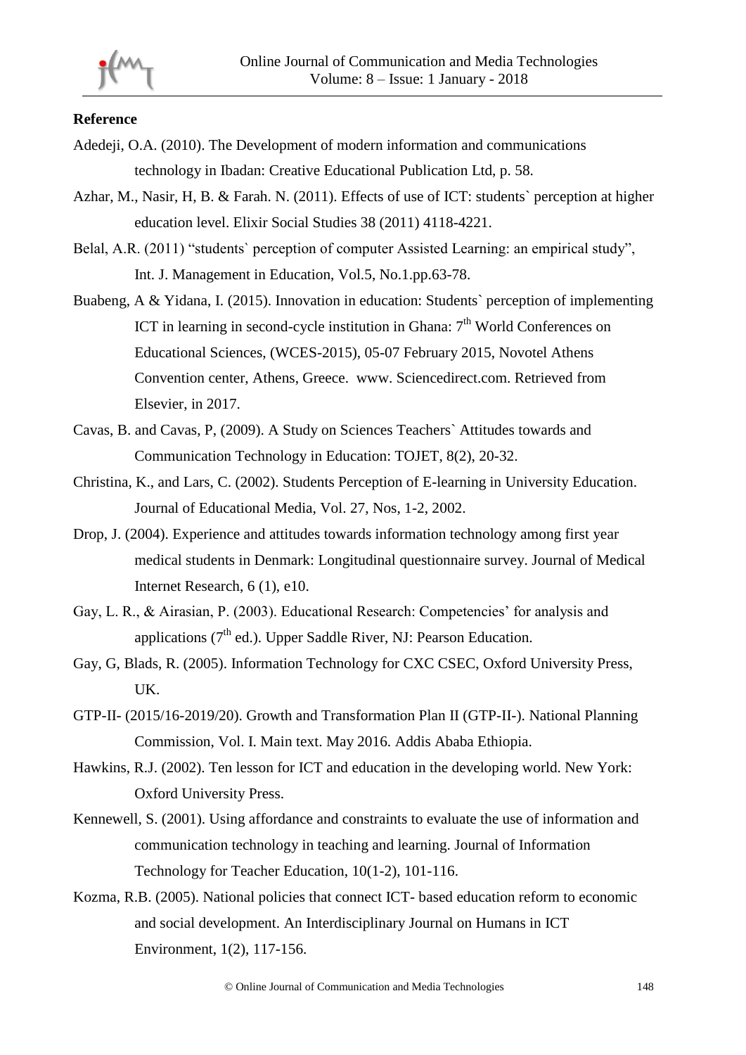**Reference**

Adedeji, O.A. (2010). The Development of modern information and communications technology in Ibadan: Creative Educational Publication Ltd, p. 58.

Azhar, M., Nasir, H, B. & Farah. N. (2011). Effects of use of ICT: students` perception at higher education level. Elixir Social Studies 38 (2011) 4118-4221.

Belal, A.R. (2011) "students` perception of computer Assisted Learning: an empirical study", Int. J. Management in Education, Vol.5, No.1.pp.63-78.

Buabeng, A & Yidana, I. (2015). Innovation in education: Students` perception of implementing ICT in learning in second-cycle institution in Ghana: 7th World Conferences on Educational Sciences, (WCES-2015), 05-07 February 2015, Novotel Athens Convention center, Athens, Greece. www. Sciencedirect.com. Retrieved from Elsevier, in 2017.

Cavas, B. and Cavas, P, (2009). A Study on Sciences Teachers` Attitudes towards and Communication Technology in Education: TOJET, 8(2), 20-32.

Christina, K., and Lars, C. (2002). Students Perception of E-learning in University Education. Journal of Educational Media, Vol. 27, Nos, 1-2, 2002.

Drop, J. (2004). Experience and attitudes towards information technology among first year medical students in Denmark: Longitudinal questionnaire survey. Journal of Medical Internet Research, 6 (1), e10.

Gay, L. R., & Airasian, P. (2003). Educational Research: Competencies' for analysis and applications (7th ed.). Upper Saddle River, NJ: Pearson Education.

Gay, G, Blads, R. (2005). Information Technology for CXC CSEC, Oxford University Press, UK.

GTP-II- (2015/16-2019/20). Growth and Transformation Plan II (GTP-II-). National Planning Commission, Vol. I. Main text. May 2016. Addis Ababa Ethiopia.

Hawkins, R.J. (2002). Ten lesson for ICT and education in the developing world. New York: Oxford University Press.

Kennewell, S. (2001). Using affordance and constraints to evaluate the use of information and communication technology in teaching and learning. Journal of Information Technology for Teacher Education, 10(1-2), 101-116.

Kozma, R.B. (2005). National policies that connect ICT- based education reform to economic and social development. An Interdisciplinary Journal on Humans in ICT Environment, 1(2), 117-156.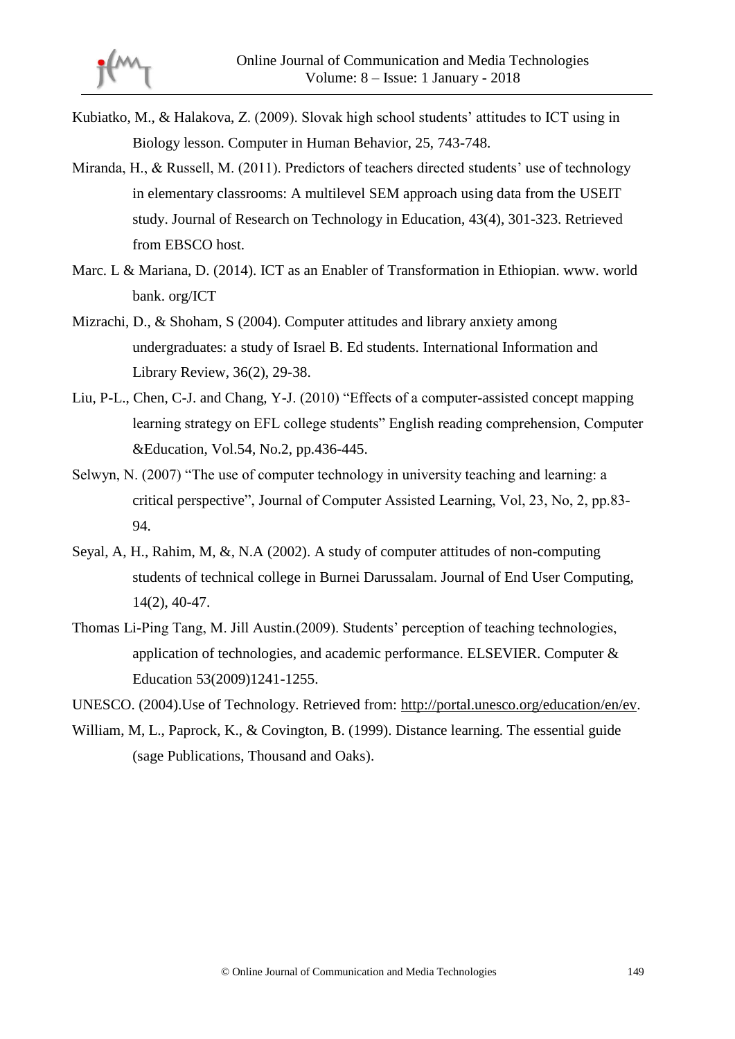Kubiatko, M., & Halakova, Z. (2009). Slovak high school students' attitudes to ICT using in Biology lesson. Computer in Human Behavior, 25, 743-748.

Miranda, H., & Russell, M. (2011). Predictors of teachers directed students' use of technology in elementary classrooms: A multilevel SEM approach using data from the USEIT study. Journal of Research on Technology in Education, 43(4), 301-323. Retrieved from EBSCO host.

Marc. L & Mariana, D. (2014). ICT as an Enabler of Transformation in Ethiopian. www. world bank. org/ICT

Mizrachi, D., & Shoham, S (2004). Computer attitudes and library anxiety among undergraduates: a study of Israel B. Ed students. International Information and Library Review, 36(2), 29-38.

Liu, P-L., Chen, C-J. and Chang, Y-J. (2010) "Effects of a computer-assisted concept mapping learning strategy on EFL college students" English reading comprehension, Computer &Education, Vol.54, No.2, pp.436-445.

Selwyn, N. (2007) "The use of computer technology in university teaching and learning: a critical perspective", Journal of Computer Assisted Learning, Vol, 23, No, 2, pp.83-94.

Seyal, A, H., Rahim, M, &, N.A (2002). A study of computer attitudes of non-computing students of technical college in Burnei Darussalam. Journal of End User Computing, 14(2), 40-47.

Thomas Li-Ping Tang, M. Jill Austin.(2009). Students' perception of teaching technologies, application of technologies, and academic performance. ELSEVIER. Computer & Education 53(2009)1241-1255.

UNESCO. (2004).Use of Technology. Retrieved from: http://portal.unesco.org/education/en/ev.

William, M, L., Paprock, K., & Covington, B. (1999). Distance learning. The essential guide (sage Publications, Thousand and Oaks).